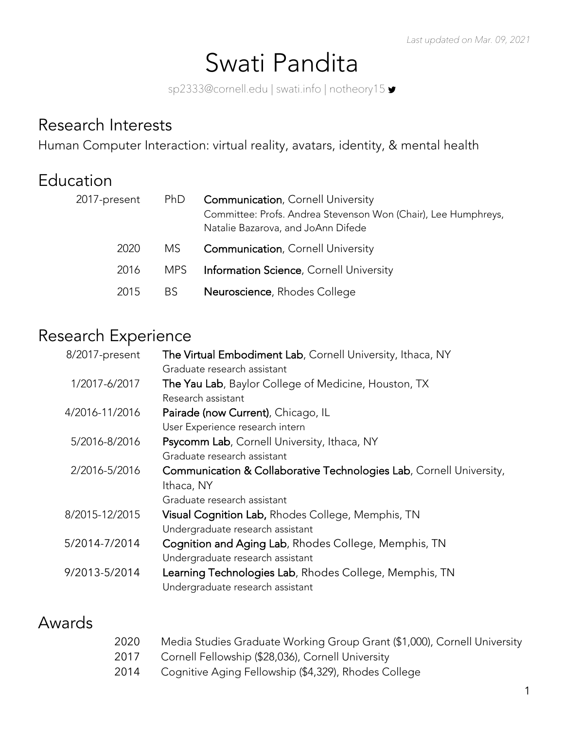*Last updated on Mar. 09, 2021*

# Swati Pandita

sp2333@cornell.edu | swati.info | notheory15

## Research Interests

Human Computer Interaction: virtual reality, avatars, identity, & mental health

## Education

| | | |
|---|---|---|
| 2017-present | PhD | **Communication**, Cornell University<br>Committee: Profs. Andrea Stevenson Won (Chair), Lee Humphreys, Natalie Bazarova, and JoAnn Difede |
| 2020 | MS | **Communication**, Cornell University |
| 2016 | MPS | **Information Science**, Cornell University |
| 2015 | BS | **Neuroscience**, Rhodes College |

## Research Experience

| | |
|---|---|
| 8/2017-present | **The Virtual Embodiment Lab**, Cornell University, Ithaca, NY<br>Graduate research assistant |
| 1/2017-6/2017 | **The Yau Lab**, Baylor College of Medicine, Houston, TX<br>Research assistant |
| 4/2016-11/2016 | **Pairade (now Current)**, Chicago, IL<br>User Experience research intern |
| 5/2016-8/2016 | **Psycomm Lab**, Cornell University, Ithaca, NY<br>Graduate research assistant |
| 2/2016-5/2016 | **Communication & Collaborative Technologies Lab**, Cornell University, Ithaca, NY<br>Graduate research assistant |
| 8/2015-12/2015 | **Visual Cognition Lab,** Rhodes College, Memphis, TN<br>Undergraduate research assistant |
| 5/2014-7/2014 | **Cognition and Aging Lab**, Rhodes College, Memphis, TN<br>Undergraduate research assistant |
| 9/2013-5/2014 | **Learning Technologies Lab**, Rhodes College, Memphis, TN<br>Undergraduate research assistant |

## Awards

| | |
|---|---|
| 2020 | Media Studies Graduate Working Group Grant ($1,000), Cornell University |
| 2017 | Cornell Fellowship ($28,036), Cornell University |
| 2014 | Cognitive Aging Fellowship ($4,329), Rhodes College |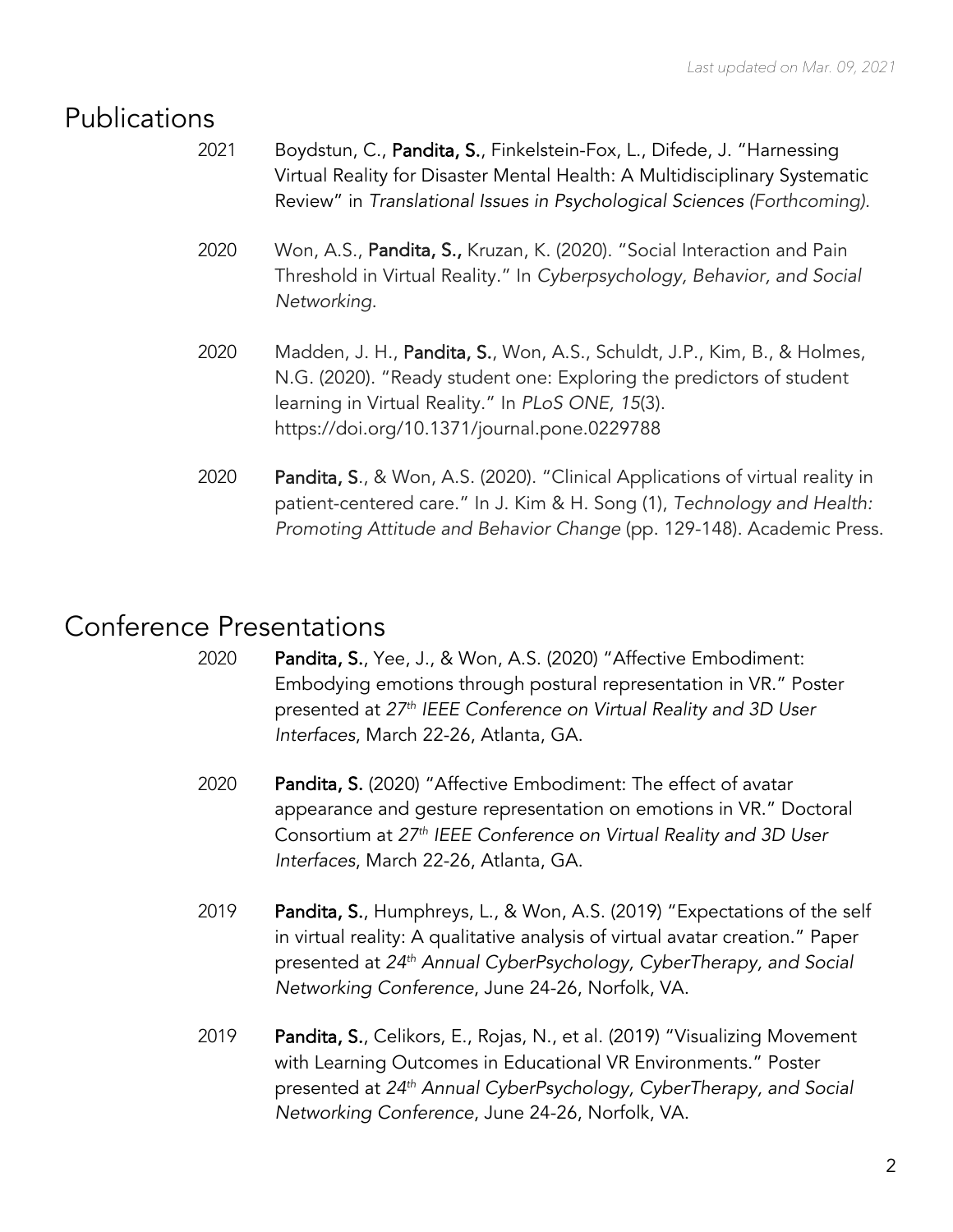*Last updated on Mar. 09, 2021*

# Publications

2021 Boydstun, C., **Pandita, S.**, Finkelstein-Fox, L., Difede, J. "Harnessing Virtual Reality for Disaster Mental Health: A Multidisciplinary Systematic Review" in *Translational Issues in Psychological Sciences (Forthcoming).*

2020 Won, A.S., **Pandita, S.,** Kruzan, K. (2020). "Social Interaction and Pain Threshold in Virtual Reality." In *Cyberpsychology, Behavior, and Social Networking*.

2020 Madden, J. H., **Pandita, S.**, Won, A.S., Schuldt, J.P., Kim, B., & Holmes, N.G. (2020). "Ready student one: Exploring the predictors of student learning in Virtual Reality." In *PLoS ONE, 15*(3). https://doi.org/10.1371/journal.pone.0229788

2020 **Pandita, S**., & Won, A.S. (2020). "Clinical Applications of virtual reality in patient-centered care." In J. Kim & H. Song (1), *Technology and Health: Promoting Attitude and Behavior Change* (pp. 129-148). Academic Press.

# Conference Presentations

2020 **Pandita, S.**, Yee, J., & Won, A.S. (2020) "Affective Embodiment: Embodying emotions through postural representation in VR." Poster presented at *27th IEEE Conference on Virtual Reality and 3D User Interfaces*, March 22-26, Atlanta, GA.

2020 **Pandita, S.** (2020) "Affective Embodiment: The effect of avatar appearance and gesture representation on emotions in VR." Doctoral Consortium at *27th IEEE Conference on Virtual Reality and 3D User Interfaces*, March 22-26, Atlanta, GA.

2019 **Pandita, S.**, Humphreys, L., & Won, A.S. (2019) "Expectations of the self in virtual reality: A qualitative analysis of virtual avatar creation." Paper presented at *24th Annual CyberPsychology, CyberTherapy, and Social Networking Conference*, June 24-26, Norfolk, VA.

2019 **Pandita, S.**, Celikors, E., Rojas, N., et al. (2019) "Visualizing Movement with Learning Outcomes in Educational VR Environments." Poster presented at *24th Annual CyberPsychology, CyberTherapy, and Social Networking Conference*, June 24-26, Norfolk, VA.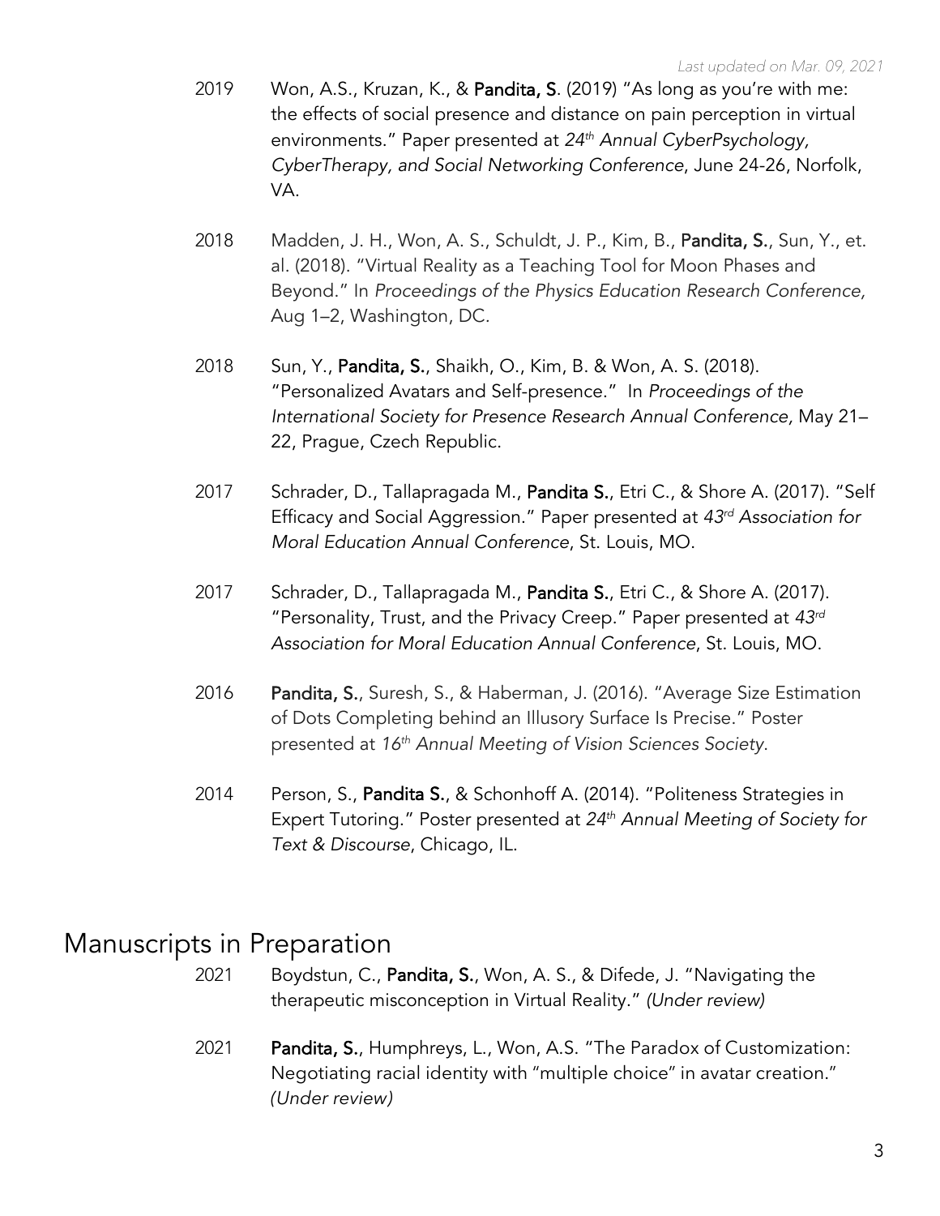*Last updated on Mar. 09, 2021*

2019 Won, A.S., Kruzan, K., & **Pandita, S**. (2019) "As long as you're with me: the effects of social presence and distance on pain perception in virtual environments." Paper presented at *24th Annual CyberPsychology, CyberTherapy, and Social Networking Conference*, June 24-26, Norfolk, VA.

2018 Madden, J. H., Won, A. S., Schuldt, J. P., Kim, B., **Pandita, S.**, Sun, Y., et. al. (2018). "Virtual Reality as a Teaching Tool for Moon Phases and Beyond." In *Proceedings of the Physics Education Research Conference*, Aug 1–2, Washington, DC.

2018 Sun, Y., **Pandita, S.**, Shaikh, O., Kim, B. & Won, A. S. (2018). "Personalized Avatars and Self-presence." In *Proceedings of the International Society for Presence Research Annual Conference*, May 21–22, Prague, Czech Republic.

2017 Schrader, D., Tallapragada M., **Pandita S.**, Etri C., & Shore A. (2017). "Self Efficacy and Social Aggression." Paper presented at *43rd Association for Moral Education Annual Conference*, St. Louis, MO.

2017 Schrader, D., Tallapragada M., **Pandita S.**, Etri C., & Shore A. (2017). "Personality, Trust, and the Privacy Creep." Paper presented at *43rd Association for Moral Education Annual Conference*, St. Louis, MO.

2016 **Pandita, S.**, Suresh, S., & Haberman, J. (2016). "Average Size Estimation of Dots Completing behind an Illusory Surface Is Precise." Poster presented at *16th Annual Meeting of Vision Sciences Society*.

2014 Person, S., **Pandita S.**, & Schonhoff A. (2014). "Politeness Strategies in Expert Tutoring." Poster presented at *24th Annual Meeting of Society for Text & Discourse*, Chicago, IL.

# Manuscripts in Preparation

2021 Boydstun, C., **Pandita, S.**, Won, A. S., & Difede, J. "Navigating the therapeutic misconception in Virtual Reality." *(Under review)*

2021 **Pandita, S.**, Humphreys, L., Won, A.S. "The Paradox of Customization: Negotiating racial identity with "multiple choice" in avatar creation." *(Under review)*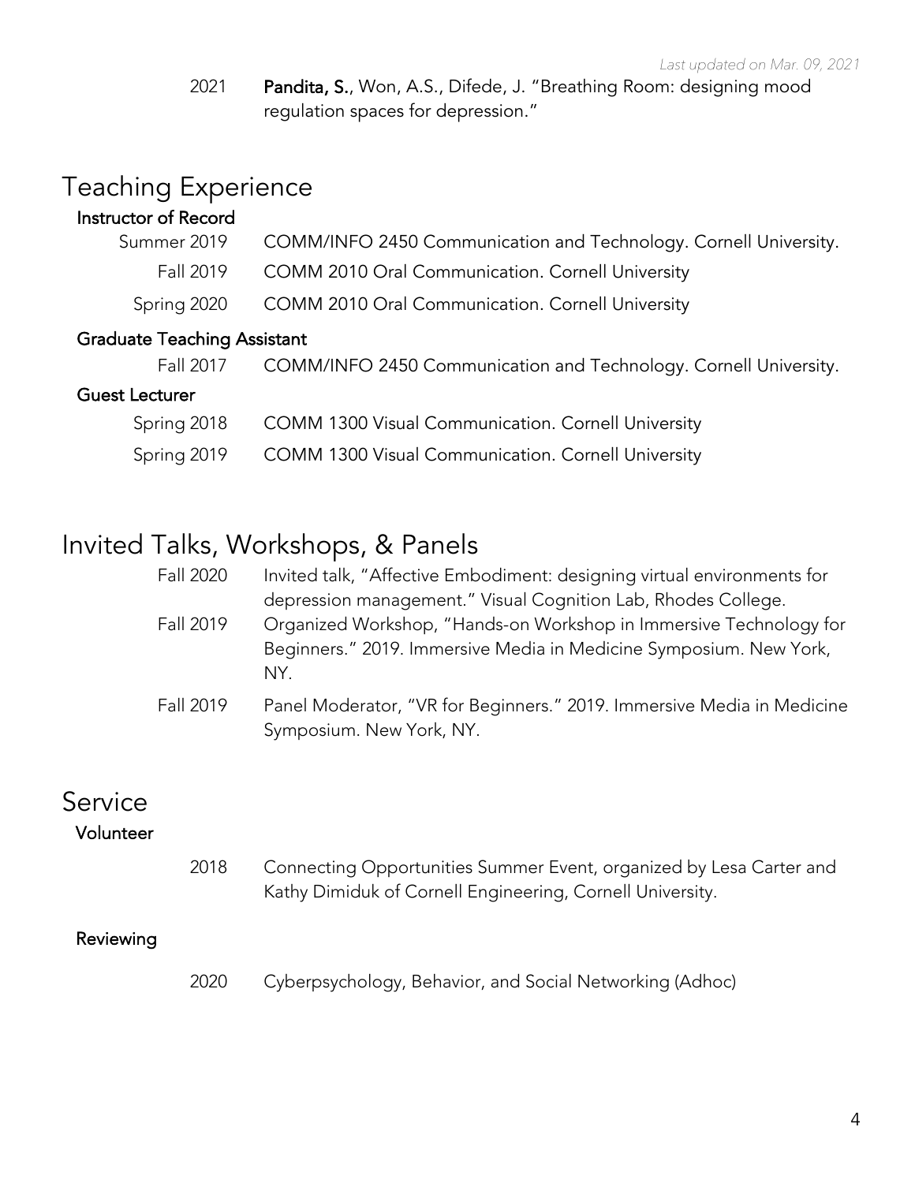*Last updated on Mar. 09, 2021*

2021 **Pandita, S.**, Won, A.S., Difede, J. "Breathing Room: designing mood regulation spaces for depression."

# Teaching Experience

### Instructor of Record

- Summer 2019 — COMM/INFO 2450 Communication and Technology. Cornell University.
- Fall 2019 — COMM 2010 Oral Communication. Cornell University
- Spring 2020 — COMM 2010 Oral Communication. Cornell University

### Graduate Teaching Assistant

- Fall 2017 — COMM/INFO 2450 Communication and Technology. Cornell University.

### Guest Lecturer

- Spring 2018 — COMM 1300 Visual Communication. Cornell University
- Spring 2019 — COMM 1300 Visual Communication. Cornell University

# Invited Talks, Workshops, & Panels

- Fall 2020 — Invited talk, "Affective Embodiment: designing virtual environments for depression management." Visual Cognition Lab, Rhodes College.
- Fall 2019 — Organized Workshop, "Hands-on Workshop in Immersive Technology for Beginners." 2019. Immersive Media in Medicine Symposium. New York, NY.
- Fall 2019 — Panel Moderator, "VR for Beginners." 2019. Immersive Media in Medicine Symposium. New York, NY.

# Service

### Volunteer

- 2018 — Connecting Opportunities Summer Event, organized by Lesa Carter and Kathy Dimiduk of Cornell Engineering, Cornell University.

### Reviewing

- 2020 — Cyberpsychology, Behavior, and Social Networking (Adhoc)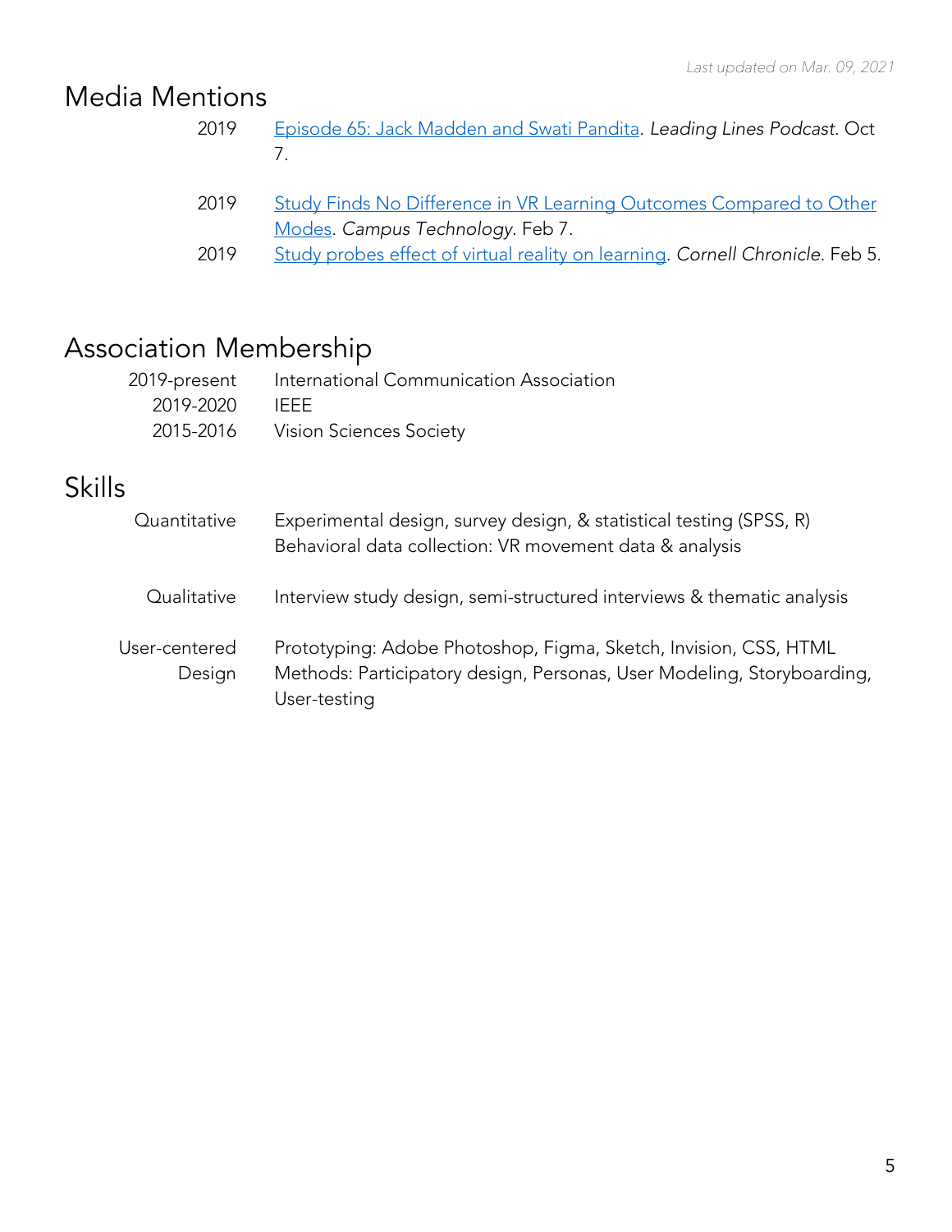*Last updated on Mar. 09, 2021*

## Media Mentions

2019 Episode 65: Jack Madden and Swati Pandita. *Leading Lines Podcast*. Oct 7.

2019 Study Finds No Difference in VR Learning Outcomes Compared to Other Modes. *Campus Technology*. Feb 7.

2019 Study probes effect of virtual reality on learning. *Cornell Chronicle*. Feb 5.

## Association Membership

2019-present International Communication Association

2019-2020 IEEE

2015-2016 Vision Sciences Society

## Skills

**Quantitative**
Experimental design, survey design, & statistical testing (SPSS, R)
Behavioral data collection: VR movement data & analysis

**Qualitative**
Interview study design, semi-structured interviews & thematic analysis

**User-centered Design**
Prototyping: Adobe Photoshop, Figma, Sketch, Invision, CSS, HTML
Methods: Participatory design, Personas, User Modeling, Storyboarding, User-testing